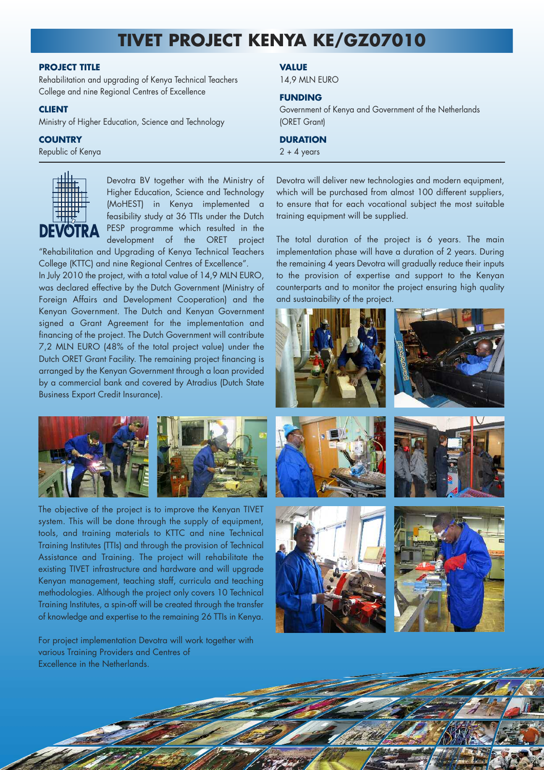# TIVET PROJECT KENYA KE/GZ07010

**PROJECT TITLE**
Rehabilitation and upgrading of Kenya Technical Teachers College and nine Regional Centres of Excellence

**CLIENT**
Ministry of Higher Education, Science and Technology

**COUNTRY**
Republic of Kenya

**VALUE**
14,9 MLN EURO

**FUNDING**
Government of Kenya and Government of the Netherlands (ORET Grant)

**DURATION**
2 + 4 years

Devotra BV together with the Ministry of Higher Education, Science and Technology (MoHEST) in Kenya implemented a feasibility study at 36 TTIs under the Dutch PESP programme which resulted in the development of the ORET project "Rehabilitation and Upgrading of Kenya Technical Teachers College (KTTC) and nine Regional Centres of Excellence".

In July 2010 the project, with a total value of 14,9 MLN EURO, was declared effective by the Dutch Government (Ministry of Foreign Affairs and Development Cooperation) and the Kenyan Government. The Dutch and Kenyan Government signed a Grant Agreement for the implementation and financing of the project. The Dutch Government will contribute 7,2 MLN EURO (48% of the total project value) under the Dutch ORET Grant Facility. The remaining project financing is arranged by the Kenyan Government through a loan provided by a commercial bank and covered by Atradius (Dutch State Business Export Credit Insurance).

The objective of the project is to improve the Kenyan TIVET system. This will be done through the supply of equipment, tools, and training materials to KTTC and nine Technical Training Institutes (TTIs) and through the provision of Technical Assistance and Training. The project will rehabilitate the existing TIVET infrastructure and hardware and will upgrade Kenyan management, teaching staff, curricula and teaching methodologies. Although the project only covers 10 Technical Training Institutes, a spin-off will be created through the transfer of knowledge and expertise to the remaining 26 TTIs in Kenya.

For project implementation Devotra will work together with various Training Providers and Centres of Excellence in the Netherlands.

Devotra will deliver new technologies and modern equipment, which will be purchased from almost 100 different suppliers, to ensure that for each vocational subject the most suitable training equipment will be supplied.

The total duration of the project is 6 years. The main implementation phase will have a duration of 2 years. During the remaining 4 years Devotra will gradually reduce their inputs to the provision of expertise and support to the Kenyan counterparts and to monitor the project ensuring high quality and sustainability of the project.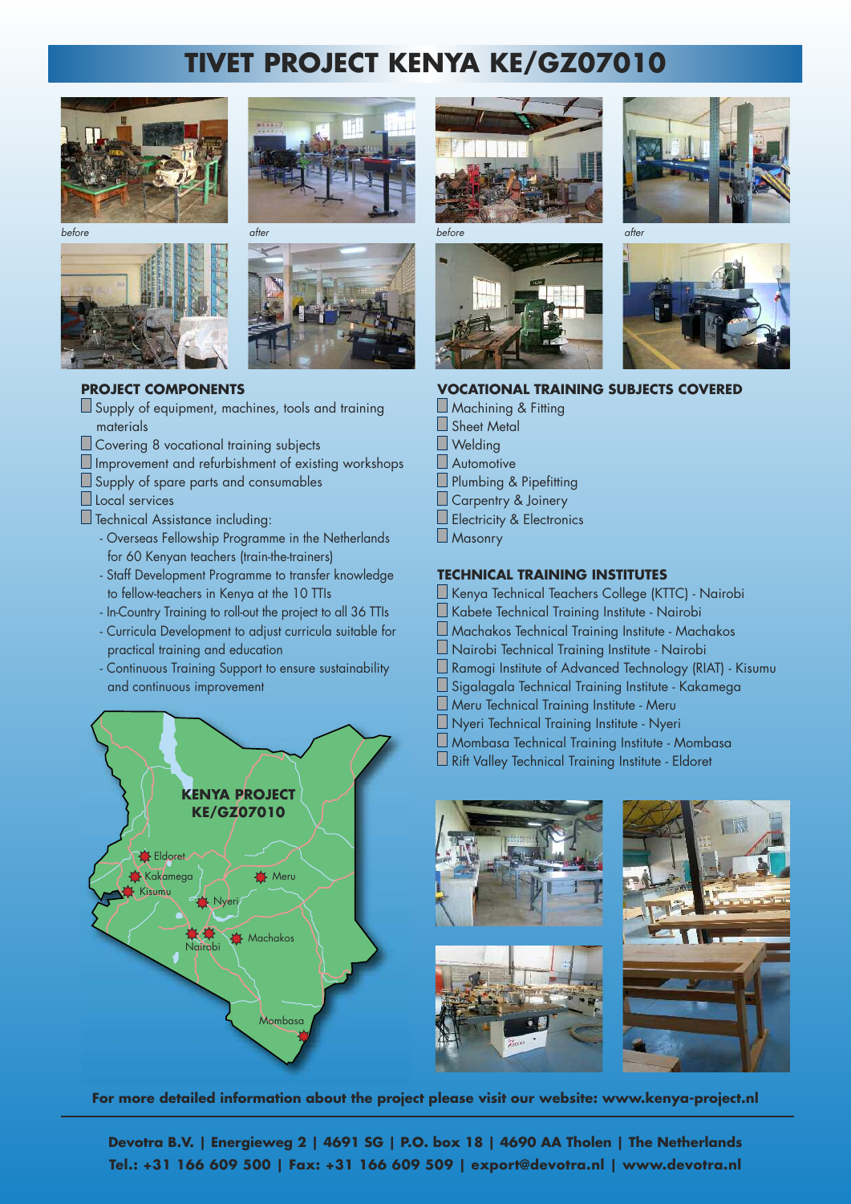# TIVET PROJECT KENYA KE/GZ07010

*before* *after* *before* *after*

## PROJECT COMPONENTS

- Supply of equipment, machines, tools and training materials
- Covering 8 vocational training subjects
- Improvement and refurbishment of existing workshops
- Supply of spare parts and consumables
- Local services
- Technical Assistance including:
  - Overseas Fellowship Programme in the Netherlands for 60 Kenyan teachers (train-the-trainers)
  - Staff Development Programme to transfer knowledge to fellow-teachers in Kenya at the 10 TTIs
  - In-Country Training to roll-out the project to all 36 TTIs
  - Curricula Development to adjust curricula suitable for practical training and education
  - Continuous Training Support to ensure sustainability and continuous improvement

KENYA PROJECT KE/GZ07010

Eldoret
Kakamega
Kisumu
Meru
Nyeri
Nairobi
Machakos
Mombasa

## VOCATIONAL TRAINING SUBJECTS COVERED

- Machining & Fitting
- Sheet Metal
- Welding
- Automotive
- Plumbing & Pipefitting
- Carpentry & Joinery
- Electricity & Electronics
- Masonry

## TECHNICAL TRAINING INSTITUTES

- Kenya Technical Teachers College (KTTC) - Nairobi
- Kabete Technical Training Institute - Nairobi
- Machakos Technical Training Institute - Machakos
- Nairobi Technical Training Institute - Nairobi
- Ramogi Institute of Advanced Technology (RIAT) - Kisumu
- Sigalagala Technical Training Institute - Kakamega
- Meru Technical Training Institute - Meru
- Nyeri Technical Training Institute - Nyeri
- Mombasa Technical Training Institute - Mombasa
- Rift Valley Technical Training Institute - Eldoret

**For more detailed information about the project please visit our website: www.kenya-project.nl**

**Devotra B.V. | Energieweg 2 | 4691 SG | P.O. box 18 | 4690 AA Tholen | The Netherlands**
**Tel.: +31 166 609 500 | Fax: +31 166 609 509 | export@devotra.nl | www.devotra.nl**